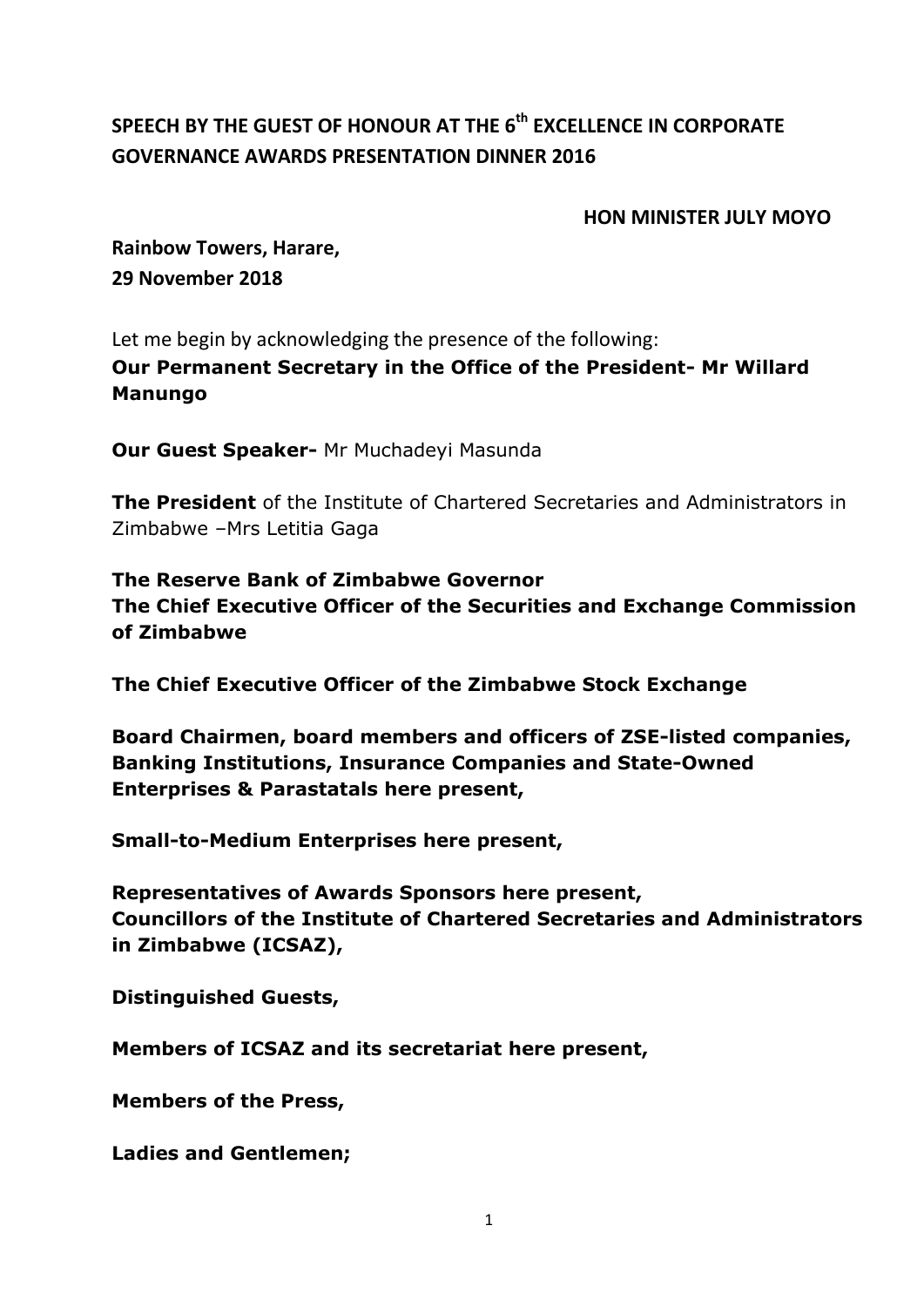# SPEECH BY THE GUEST OF HONOUR AT THE 6th EXCELLENCE IN CORPORATE GOVERNANCE AWARDS PRESENTATION DINNER 2016

**HON MINISTER JULY MOYO**

**Rainbow Towers, Harare,**
**29 November 2018**

Let me begin by acknowledging the presence of the following:

**Our Permanent Secretary in the Office of the President- Mr Willard Manungo**

**Our Guest Speaker-** Mr Muchadeyi Masunda

**The President** of the Institute of Chartered Secretaries and Administrators in Zimbabwe –Mrs Letitia Gaga

**The Reserve Bank of Zimbabwe Governor**
**The Chief Executive Officer of the Securities and Exchange Commission of Zimbabwe**

**The Chief Executive Officer of the Zimbabwe Stock Exchange**

**Board Chairmen, board members and officers of ZSE-listed companies, Banking Institutions, Insurance Companies and State-Owned Enterprises & Parastatals here present,**

**Small-to-Medium Enterprises here present,**

**Representatives of Awards Sponsors here present,**
**Councillors of the Institute of Chartered Secretaries and Administrators in Zimbabwe (ICSAZ),**

**Distinguished Guests,**

**Members of ICSAZ and its secretariat here present,**

**Members of the Press,**

**Ladies and Gentlemen;**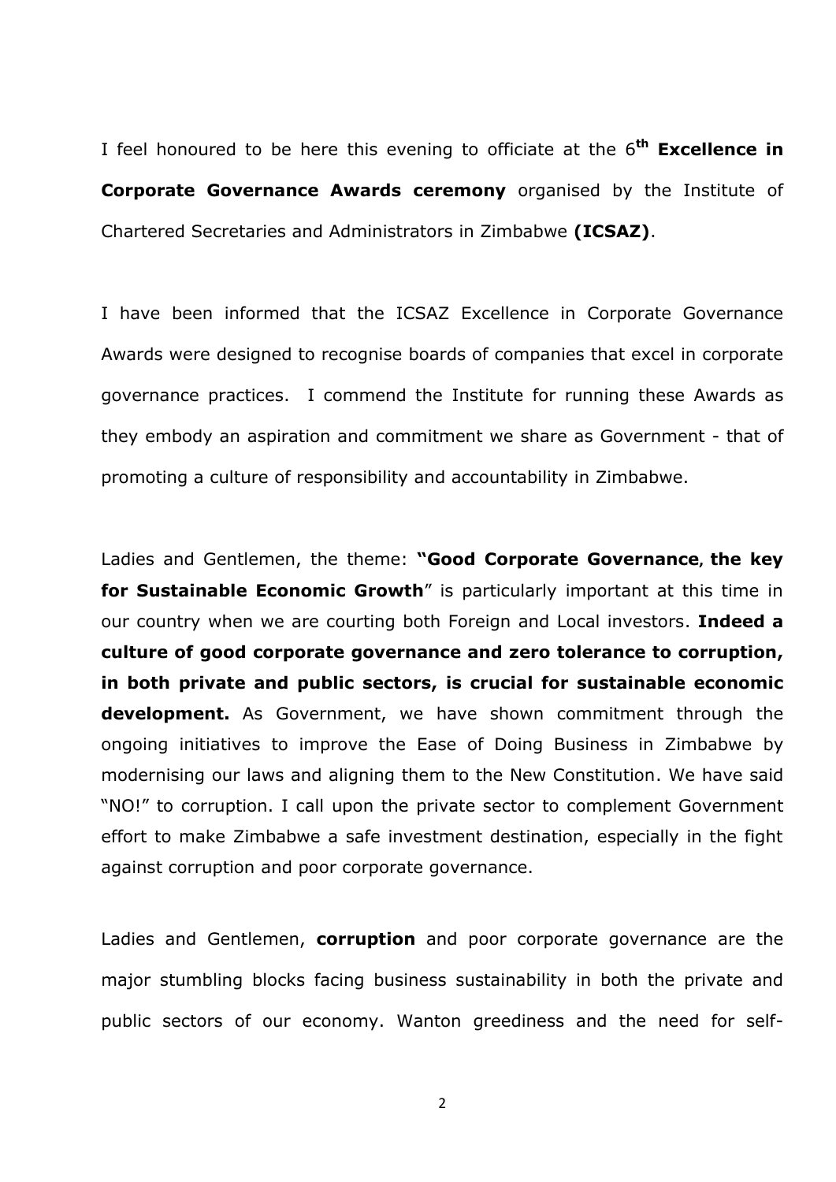I feel honoured to be here this evening to officiate at the 6th **Excellence in Corporate Governance Awards ceremony** organised by the Institute of Chartered Secretaries and Administrators in Zimbabwe **(ICSAZ)**.

I have been informed that the ICSAZ Excellence in Corporate Governance Awards were designed to recognise boards of companies that excel in corporate governance practices. I commend the Institute for running these Awards as they embody an aspiration and commitment we share as Government - that of promoting a culture of responsibility and accountability in Zimbabwe.

Ladies and Gentlemen, the theme: **"Good Corporate Governance, the key for Sustainable Economic Growth**" is particularly important at this time in our country when we are courting both Foreign and Local investors. **Indeed a culture of good corporate governance and zero tolerance to corruption, in both private and public sectors, is crucial for sustainable economic development.** As Government, we have shown commitment through the ongoing initiatives to improve the Ease of Doing Business in Zimbabwe by modernising our laws and aligning them to the New Constitution. We have said "NO!" to corruption. I call upon the private sector to complement Government effort to make Zimbabwe a safe investment destination, especially in the fight against corruption and poor corporate governance.

Ladies and Gentlemen, **corruption** and poor corporate governance are the major stumbling blocks facing business sustainability in both the private and public sectors of our economy. Wanton greediness and the need for self-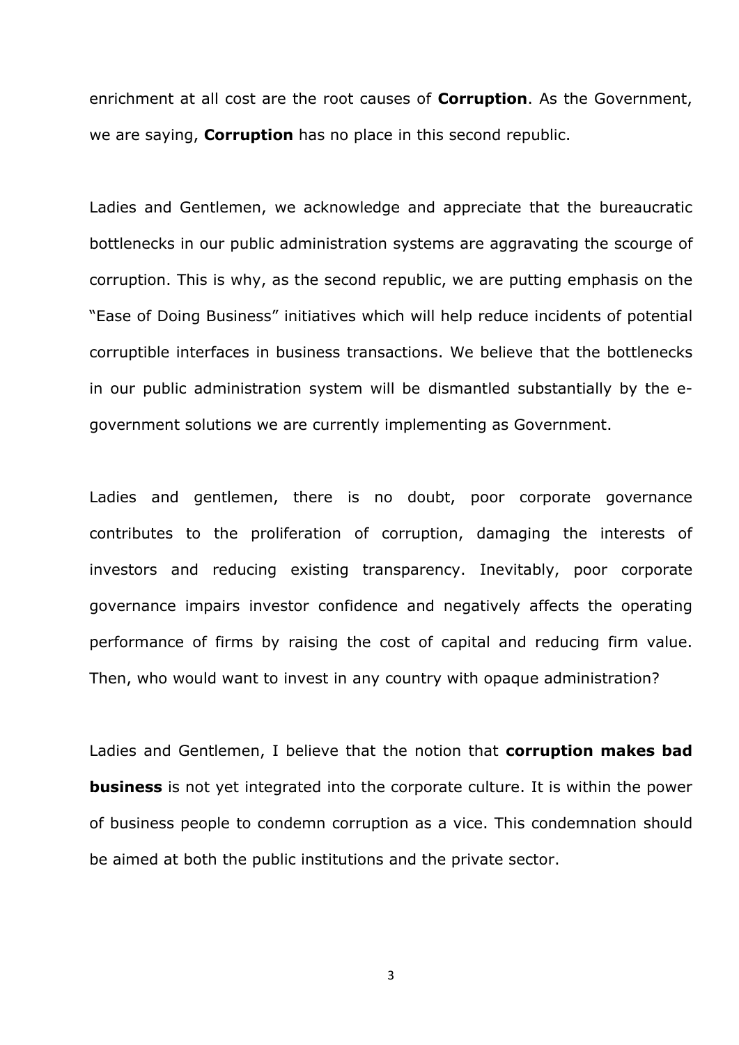enrichment at all cost are the root causes of **Corruption**. As the Government, we are saying, **Corruption** has no place in this second republic.

Ladies and Gentlemen, we acknowledge and appreciate that the bureaucratic bottlenecks in our public administration systems are aggravating the scourge of corruption. This is why, as the second republic, we are putting emphasis on the "Ease of Doing Business" initiatives which will help reduce incidents of potential corruptible interfaces in business transactions. We believe that the bottlenecks in our public administration system will be dismantled substantially by the e-government solutions we are currently implementing as Government.

Ladies and gentlemen, there is no doubt, poor corporate governance contributes to the proliferation of corruption, damaging the interests of investors and reducing existing transparency. Inevitably, poor corporate governance impairs investor confidence and negatively affects the operating performance of firms by raising the cost of capital and reducing firm value. Then, who would want to invest in any country with opaque administration?

Ladies and Gentlemen, I believe that the notion that **corruption makes bad business** is not yet integrated into the corporate culture. It is within the power of business people to condemn corruption as a vice. This condemnation should be aimed at both the public institutions and the private sector.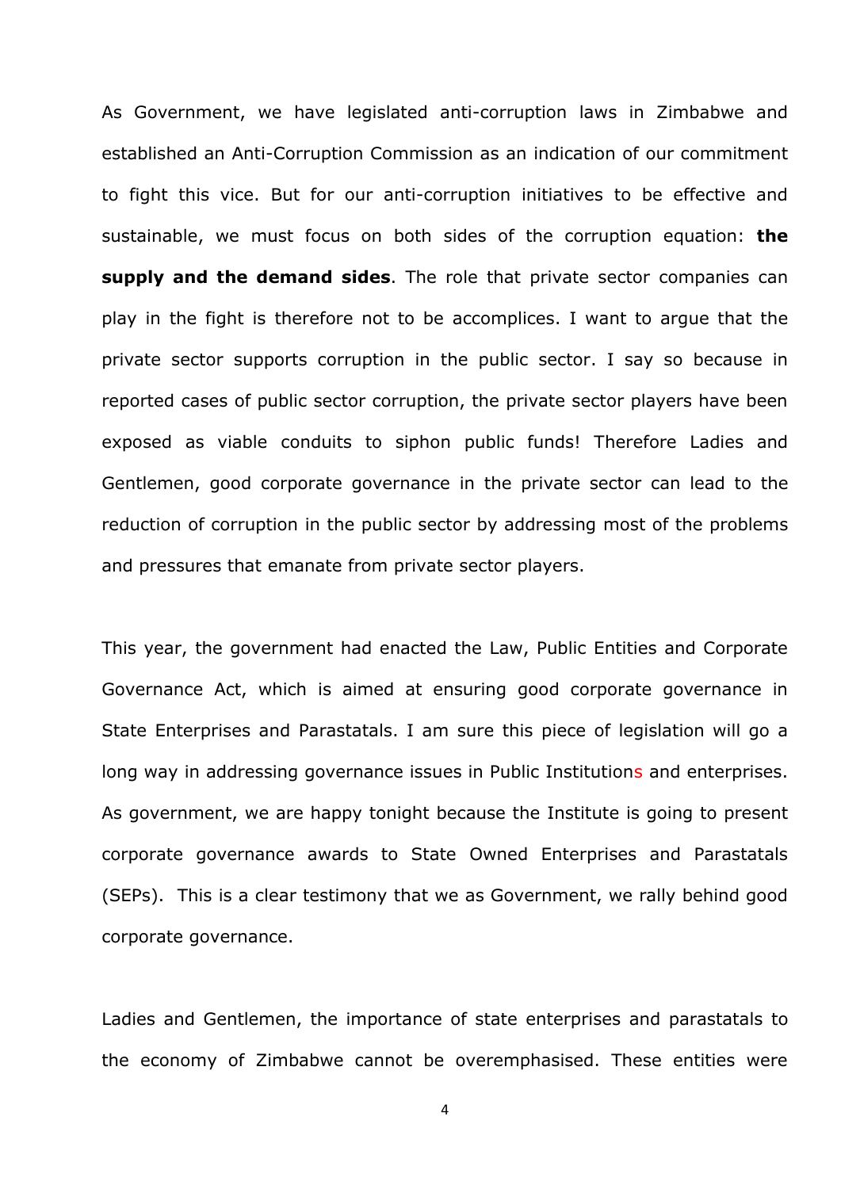As Government, we have legislated anti-corruption laws in Zimbabwe and established an Anti-Corruption Commission as an indication of our commitment to fight this vice. But for our anti-corruption initiatives to be effective and sustainable, we must focus on both sides of the corruption equation: **the supply and the demand sides**. The role that private sector companies can play in the fight is therefore not to be accomplices. I want to argue that the private sector supports corruption in the public sector. I say so because in reported cases of public sector corruption, the private sector players have been exposed as viable conduits to siphon public funds! Therefore Ladies and Gentlemen, good corporate governance in the private sector can lead to the reduction of corruption in the public sector by addressing most of the problems and pressures that emanate from private sector players.

This year, the government had enacted the Law, Public Entities and Corporate Governance Act, which is aimed at ensuring good corporate governance in State Enterprises and Parastatals. I am sure this piece of legislation will go a long way in addressing governance issues in Public Institutions and enterprises. As government, we are happy tonight because the Institute is going to present corporate governance awards to State Owned Enterprises and Parastatals (SEPs). This is a clear testimony that we as Government, we rally behind good corporate governance.

Ladies and Gentlemen, the importance of state enterprises and parastatals to the economy of Zimbabwe cannot be overemphasised. These entities were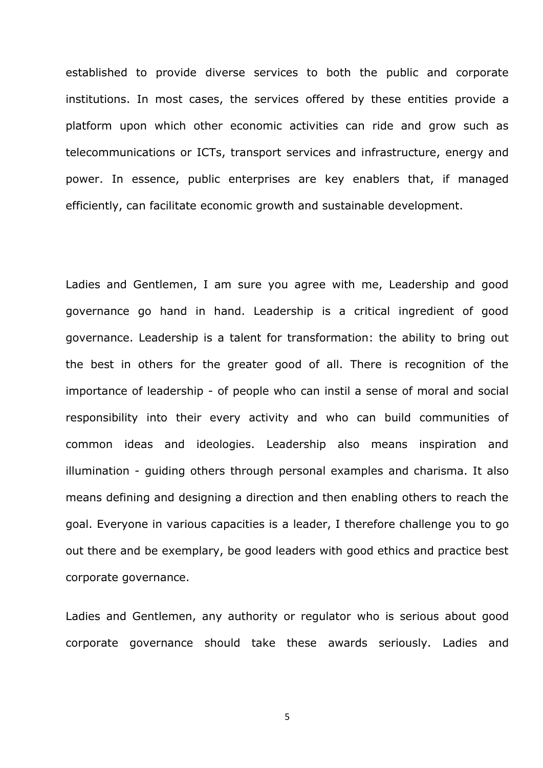established to provide diverse services to both the public and corporate institutions. In most cases, the services offered by these entities provide a platform upon which other economic activities can ride and grow such as telecommunications or ICTs, transport services and infrastructure, energy and power. In essence, public enterprises are key enablers that, if managed efficiently, can facilitate economic growth and sustainable development.

Ladies and Gentlemen, I am sure you agree with me, Leadership and good governance go hand in hand. Leadership is a critical ingredient of good governance. Leadership is a talent for transformation: the ability to bring out the best in others for the greater good of all. There is recognition of the importance of leadership - of people who can instil a sense of moral and social responsibility into their every activity and who can build communities of common ideas and ideologies. Leadership also means inspiration and illumination - guiding others through personal examples and charisma. It also means defining and designing a direction and then enabling others to reach the goal. Everyone in various capacities is a leader, I therefore challenge you to go out there and be exemplary, be good leaders with good ethics and practice best corporate governance.

Ladies and Gentlemen, any authority or regulator who is serious about good corporate governance should take these awards seriously. Ladies and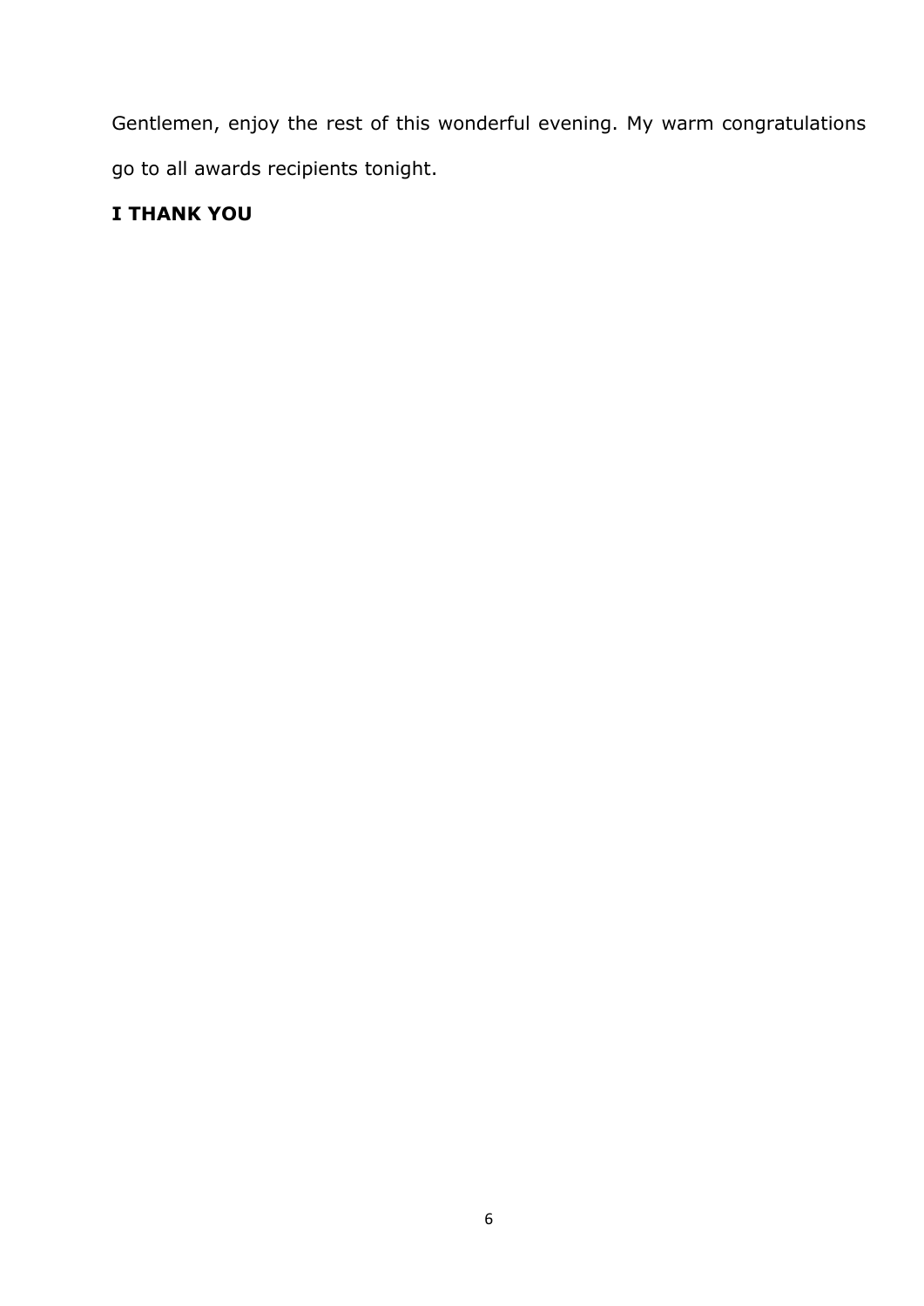Gentlemen, enjoy the rest of this wonderful evening. My warm congratulations go to all awards recipients tonight.

**I THANK YOU**